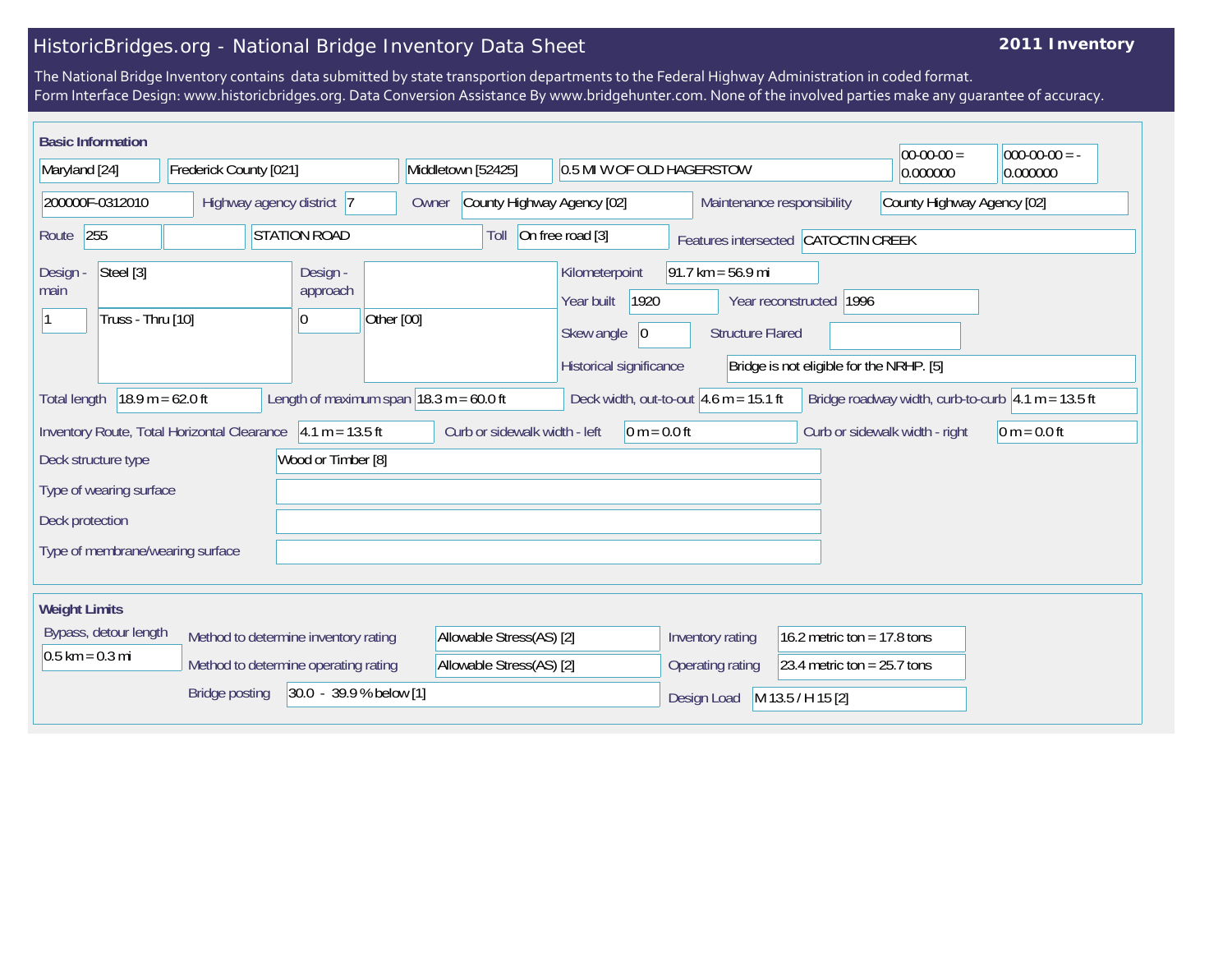# HistoricBridges.org - National Bridge Inventory Data Sheet

**2011 Inventory**

The National Bridge Inventory contains data submitted by state transportion departments to the Federal Highway Administration in coded format.
Form Interface Design: www.historicbridges.org. Data Conversion Assistance By www.bridgehunter.com. None of the involved parties make any guarantee of accuracy.

## Basic Information

| | |
|---|---|
| State | Maryland [24] |
| County | Frederick County [021] |
| Place | Middletown [52425] |
| Location | 0.5 MI W OF OLD HAGERSTOW |
| Latitude | 00-00-00 = 0.000000 |
| Longitude | 000-00-00 = -0.000000 |
| Structure Number | 200000F-0312010 |
| Highway agency district | 7 |
| Owner | County Highway Agency [02] |
| Maintenance responsibility | County Highway Agency [02] |
| Route | 255 |
| Facility carried | STATION ROAD |
| Toll | On free road [3] |
| Features intersected | CATOCTIN CREEK |
| Design - main | Steel [3] |
| | 1 — Truss - Thru [10] |
| Design - approach | |
| | 0 — Other [00] |
| Kilometerpoint | 91.7 km = 56.9 mi |
| Year built | 1920 |
| Year reconstructed | 1996 |
| Skew angle | 0 |
| Structure Flared | |
| Historical significance | Bridge is not eligible for the NRHP. [5] |
| Total length | 18.9 m = 62.0 ft |
| Length of maximum span | 18.3 m = 60.0 ft |
| Deck width, out-to-out | 4.6 m = 15.1 ft |
| Bridge roadway width, curb-to-curb | 4.1 m = 13.5 ft |
| Inventory Route, Total Horizontal Clearance | 4.1 m = 13.5 ft |
| Curb or sidewalk width - left | 0 m = 0.0 ft |
| Curb or sidewalk width - right | 0 m = 0.0 ft |
| Deck structure type | Wood or Timber [8] |
| Type of wearing surface | |
| Deck protection | |
| Type of membrane/wearing surface | |

## Weight Limits

| | |
|---|---|
| Bypass, detour length | 0.5 km = 0.3 mi |
| Method to determine inventory rating | Allowable Stress(AS) [2] |
| Method to determine operating rating | Allowable Stress(AS) [2] |
| Inventory rating | 16.2 metric ton = 17.8 tons |
| Operating rating | 23.4 metric ton = 25.7 tons |
| Bridge posting | 30.0 - 39.9 % below [1] |
| Design Load | M 13.5 / H 15 [2] |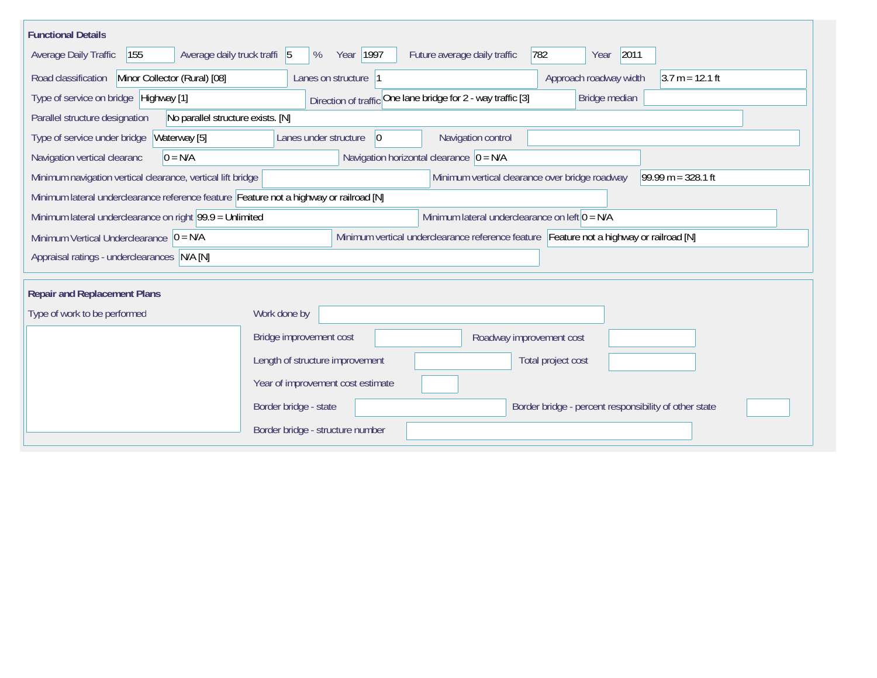## Functional Details

| Field | Value |
| --- | --- |
| Average Daily Traffic | 155 |
| Average daily truck traffi | 5 % |
| Year | 1997 |
| Future average daily traffic | 782 |
| Year | 2011 |
| Road classification | Minor Collector (Rural) [08] |
| Lanes on structure | 1 |
| Approach roadway width | 3.7 m = 12.1 ft |
| Type of service on bridge | Highway [1] |
| Direction of traffic | One lane bridge for 2 - way traffic [3] |
| Bridge median | |
| Parallel structure designation | No parallel structure exists. [N] |
| Type of service under bridge | Waterway [5] |
| Lanes under structure | 0 |
| Navigation control | |
| Navigation vertical clearanc | 0 = N/A |
| Navigation horizontal clearance | 0 = N/A |
| Minimum navigation vertical clearance, vertical lift bridge | |
| Minimum vertical clearance over bridge roadway | 99.99 m = 328.1 ft |
| Minimum lateral underclearance reference feature | Feature not a highway or railroad [N] |
| Minimum lateral underclearance on right | 99.9 = Unlimited |
| Minimum lateral underclearance on left | 0 = N/A |
| Minimum Vertical Underclearance | 0 = N/A |
| Minimum vertical underclearance reference feature | Feature not a highway or railroad [N] |
| Appraisal ratings - underclearances | N/A [N] |

## Repair and Replacement Plans

| Field | Value |
| --- | --- |
| Type of work to be performed | |
| Work done by | |
| Bridge improvement cost | |
| Roadway improvement cost | |
| Length of structure improvement | |
| Total project cost | |
| Year of improvement cost estimate | |
| Border bridge - state | |
| Border bridge - percent responsibility of other state | |
| Border bridge - structure number | |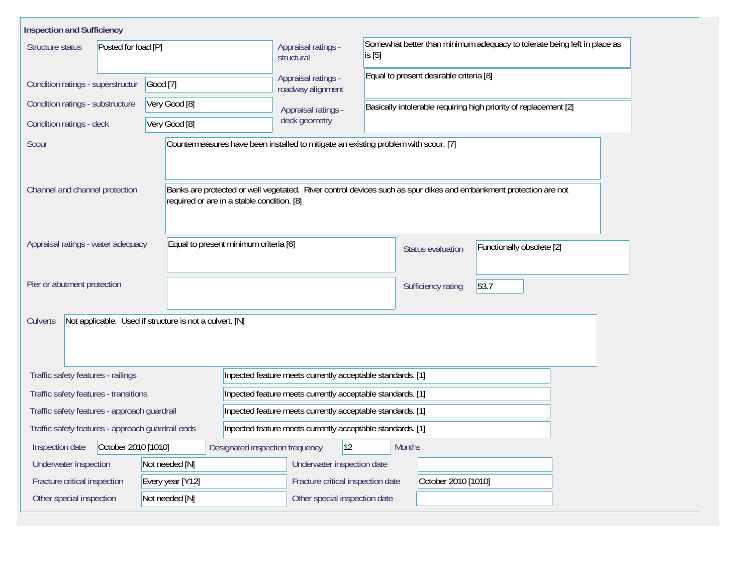## Inspection and Sufficiency

| | |
|---|---|
| Structure status | Posted for load [P] |
| Appraisal ratings - structural | Somewhat better than minimum adequacy to tolerate being left in place as is [5] |
| Condition ratings - superstructur | Good [7] |
| Appraisal ratings - roadway alignment | Equal to present desirable criteria [8] |
| Condition ratings - substructure | Very Good [8] |
| Condition ratings - deck | Very Good [8] |
| Appraisal ratings - deck geometry | Basically intolerable requiring high priority of replacement [2] |
| Scour | Countermeasures have been installed to mitigate an existing problem with scour. [7] |
| Channel and channel protection | Banks are protected or well vegetated. River control devices such as spur dikes and embankment protection are not required or are in a stable condition. [8] |
| Appraisal ratings - water adequacy | Equal to present minimum criteria [6] |
| Status evaluation | Functionally obsolete [2] |
| Pier or abutment protection | |
| Sufficiency rating | 53.7 |
| Culverts | Not applicable. Used if structure is not a culvert. [N] |
| Traffic safety features - railings | Inpected feature meets currently acceptable standards. [1] |
| Traffic safety features - transitions | Inpected feature meets currently acceptable standards. [1] |
| Traffic safety features - approach guardrail | Inpected feature meets currently acceptable standards. [1] |
| Traffic safety features - approach guardrail ends | Inpected feature meets currently acceptable standards. [1] |
| Inspection date | October 2010 [1010] |
| Designated inspection frequency | 12 Months |
| Underwater inspection | Not needed [N] |
| Underwater inspection date | |
| Fracture critical inspection | Every year [Y12] |
| Fracture critical inspection date | October 2010 [1010] |
| Other special inspection | Not needed [N] |
| Other special inspection date | |